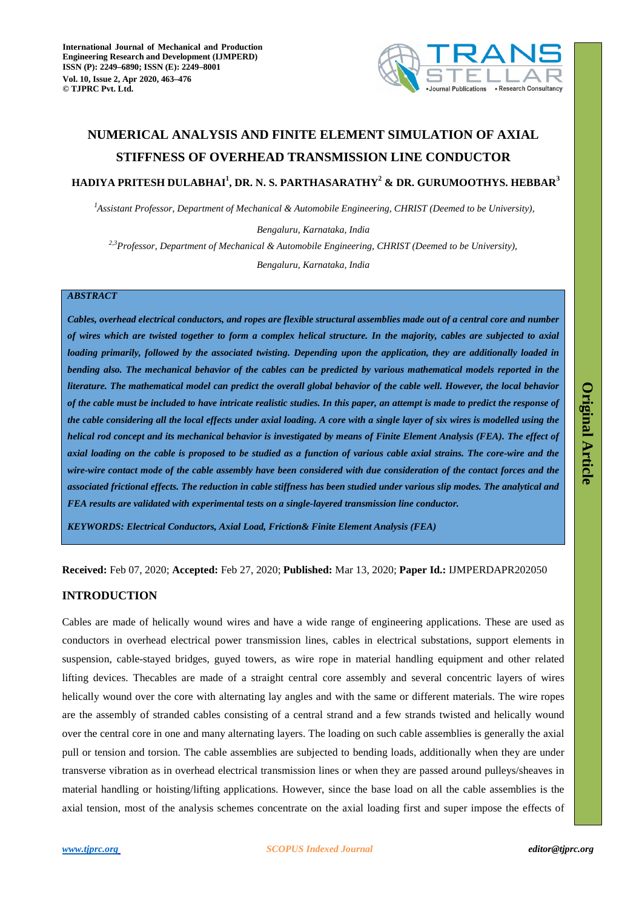# NUMERICAL ANALYSIS AND FINITE ELEMENT SIMULATION OF AXIAL STIFFNESS OF OVERHEAD TRANSMISSION LINE CONDUCTOR

**HADIYA PRITESH DULABHAI[1], DR. N. S. PARTHASARATHY[2] & DR. GURUMOOTHYS. HEBBAR[3]**

*[1]Assistant Professor, Department of Mechanical & Automobile Engineering, CHRIST (Deemed to be University), Bengaluru, Karnataka, India*

*[2,3]Professor, Department of Mechanical & Automobile Engineering, CHRIST (Deemed to be University), Bengaluru, Karnataka, India*

***ABSTRACT***

***Cables, overhead electrical conductors, and ropes are flexible structural assemblies made out of a central core and number of wires which are twisted together to form a complex helical structure. In the majority, cables are subjected to axial loading primarily, followed by the associated twisting. Depending upon the application, they are additionally loaded in bending also. The mechanical behavior of the cables can be predicted by various mathematical models reported in the literature. The mathematical model can predict the overall global behavior of the cable well. However, the local behavior of the cable must be included to have intricate realistic studies. In this paper, an attempt is made to predict the response of the cable considering all the local effects under axial loading. A core with a single layer of six wires is modelled using the helical rod concept and its mechanical behavior is investigated by means of Finite Element Analysis (FEA). The effect of axial loading on the cable is proposed to be studied as a function of various cable axial strains. The core-wire and the wire-wire contact mode of the cable assembly have been considered with due consideration of the contact forces and the associated frictional effects. The reduction in cable stiffness has been studied under various slip modes. The analytical and FEA results are validated with experimental tests on a single-layered transmission line conductor.***

***KEYWORDS: Electrical Conductors, Axial Load, Friction& Finite Element Analysis (FEA)***

**Received:** Feb 07, 2020; **Accepted:** Feb 27, 2020; **Published:** Mar 13, 2020; **Paper Id.:** IJMPERDAPR202050

## INTRODUCTION

Cables are made of helically wound wires and have a wide range of engineering applications. These are used as conductors in overhead electrical power transmission lines, cables in electrical substations, support elements in suspension, cable-stayed bridges, guyed towers, as wire rope in material handling equipment and other related lifting devices. Thecables are made of a straight central core assembly and several concentric layers of wires helically wound over the core with alternating lay angles and with the same or different materials. The wire ropes are the assembly of stranded cables consisting of a central strand and a few strands twisted and helically wound over the central core in one and many alternating layers. The loading on such cable assemblies is generally the axial pull or tension and torsion. The cable assemblies are subjected to bending loads, additionally when they are under transverse vibration as in overhead electrical transmission lines or when they are passed around pulleys/sheaves in material handling or hoisting/lifting applications. However, since the base load on all the cable assemblies is the axial tension, most of the analysis schemes concentrate on the axial loading first and super impose the effects of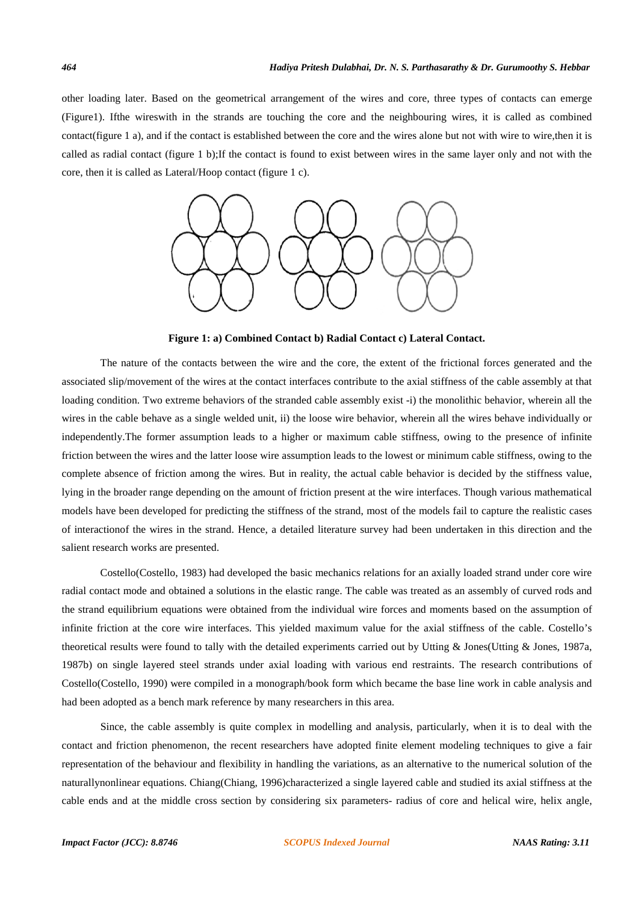other loading later. Based on the geometrical arrangement of the wires and core, three types of contacts can emerge (Figure1). Ifthe wireswith in the strands are touching the core and the neighbouring wires, it is called as combined contact(figure 1 a), and if the contact is established between the core and the wires alone but not with wire to wire,then it is called as radial contact (figure 1 b);If the contact is found to exist between wires in the same layer only and not with the core, then it is called as Lateral/Hoop contact (figure 1 c).

**Figure 1: a) Combined Contact b) Radial Contact c) Lateral Contact.**

The nature of the contacts between the wire and the core, the extent of the frictional forces generated and the associated slip/movement of the wires at the contact interfaces contribute to the axial stiffness of the cable assembly at that loading condition. Two extreme behaviors of the stranded cable assembly exist -i) the monolithic behavior, wherein all the wires in the cable behave as a single welded unit, ii) the loose wire behavior, wherein all the wires behave individually or independently.The former assumption leads to a higher or maximum cable stiffness, owing to the presence of infinite friction between the wires and the latter loose wire assumption leads to the lowest or minimum cable stiffness, owing to the complete absence of friction among the wires. But in reality, the actual cable behavior is decided by the stiffness value, lying in the broader range depending on the amount of friction present at the wire interfaces. Though various mathematical models have been developed for predicting the stiffness of the strand, most of the models fail to capture the realistic cases of interactionof the wires in the strand. Hence, a detailed literature survey had been undertaken in this direction and the salient research works are presented.

Costello(Costello, 1983) had developed the basic mechanics relations for an axially loaded strand under core wire radial contact mode and obtained a solutions in the elastic range. The cable was treated as an assembly of curved rods and the strand equilibrium equations were obtained from the individual wire forces and moments based on the assumption of infinite friction at the core wire interfaces. This yielded maximum value for the axial stiffness of the cable. Costello's theoretical results were found to tally with the detailed experiments carried out by Utting & Jones(Utting & Jones, 1987a, 1987b) on single layered steel strands under axial loading with various end restraints. The research contributions of Costello(Costello, 1990) were compiled in a monograph/book form which became the base line work in cable analysis and had been adopted as a bench mark reference by many researchers in this area.

Since, the cable assembly is quite complex in modelling and analysis, particularly, when it is to deal with the contact and friction phenomenon, the recent researchers have adopted finite element modeling techniques to give a fair representation of the behaviour and flexibility in handling the variations, as an alternative to the numerical solution of the naturallynonlinear equations. Chiang(Chiang, 1996)characterized a single layered cable and studied its axial stiffness at the cable ends and at the middle cross section by considering six parameters- radius of core and helical wire, helix angle,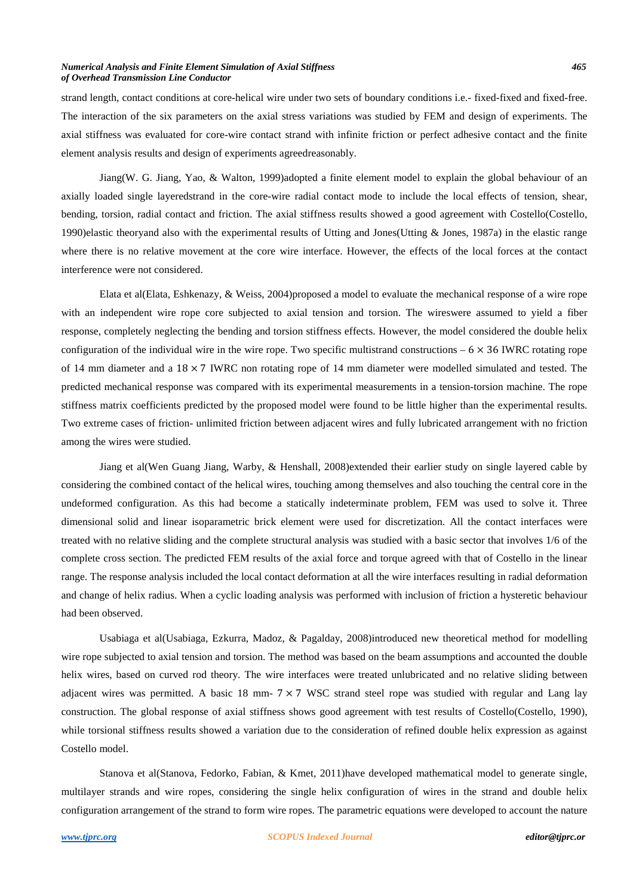strand length, contact conditions at core-helical wire under two sets of boundary conditions i.e.- fixed-fixed and fixed-free. The interaction of the six parameters on the axial stress variations was studied by FEM and design of experiments. The axial stiffness was evaluated for core-wire contact strand with infinite friction or perfect adhesive contact and the finite element analysis results and design of experiments agreedreasonably.

Jiang(W. G. Jiang, Yao, & Walton, 1999)adopted a finite element model to explain the global behaviour of an axially loaded single layeredstrand in the core-wire radial contact mode to include the local effects of tension, shear, bending, torsion, radial contact and friction. The axial stiffness results showed a good agreement with Costello(Costello, 1990)elastic theoryand also with the experimental results of Utting and Jones(Utting & Jones, 1987a) in the elastic range where there is no relative movement at the core wire interface. However, the effects of the local forces at the contact interference were not considered.

Elata et al(Elata, Eshkenazy, & Weiss, 2004)proposed a model to evaluate the mechanical response of a wire rope with an independent wire rope core subjected to axial tension and torsion. The wireswere assumed to yield a fiber response, completely neglecting the bending and torsion stiffness effects. However, the model considered the double helix configuration of the individual wire in the wire rope. Two specific multistrand constructions – $6 \times 36$ IWRC rotating rope of 14 mm diameter and a $18 \times 7$ IWRC non rotating rope of 14 mm diameter were modelled simulated and tested. The predicted mechanical response was compared with its experimental measurements in a tension-torsion machine. The rope stiffness matrix coefficients predicted by the proposed model were found to be little higher than the experimental results. Two extreme cases of friction- unlimited friction between adjacent wires and fully lubricated arrangement with no friction among the wires were studied.

Jiang et al(Wen Guang Jiang, Warby, & Henshall, 2008)extended their earlier study on single layered cable by considering the combined contact of the helical wires, touching among themselves and also touching the central core in the undeformed configuration. As this had become a statically indeterminate problem, FEM was used to solve it. Three dimensional solid and linear isoparametric brick element were used for discretization. All the contact interfaces were treated with no relative sliding and the complete structural analysis was studied with a basic sector that involves 1/6 of the complete cross section. The predicted FEM results of the axial force and torque agreed with that of Costello in the linear range. The response analysis included the local contact deformation at all the wire interfaces resulting in radial deformation and change of helix radius. When a cyclic loading analysis was performed with inclusion of friction a hysteretic behaviour had been observed.

Usabiaga et al(Usabiaga, Ezkurra, Madoz, & Pagalday, 2008)introduced new theoretical method for modelling wire rope subjected to axial tension and torsion. The method was based on the beam assumptions and accounted the double helix wires, based on curved rod theory. The wire interfaces were treated unlubricated and no relative sliding between adjacent wires was permitted. A basic 18 mm- $7 \times 7$ WSC strand steel rope was studied with regular and Lang lay construction. The global response of axial stiffness shows good agreement with test results of Costello(Costello, 1990), while torsional stiffness results showed a variation due to the consideration of refined double helix expression as against Costello model.

Stanova et al(Stanova, Fedorko, Fabian, & Kmet, 2011)have developed mathematical model to generate single, multilayer strands and wire ropes, considering the single helix configuration of wires in the strand and double helix configuration arrangement of the strand to form wire ropes. The parametric equations were developed to account the nature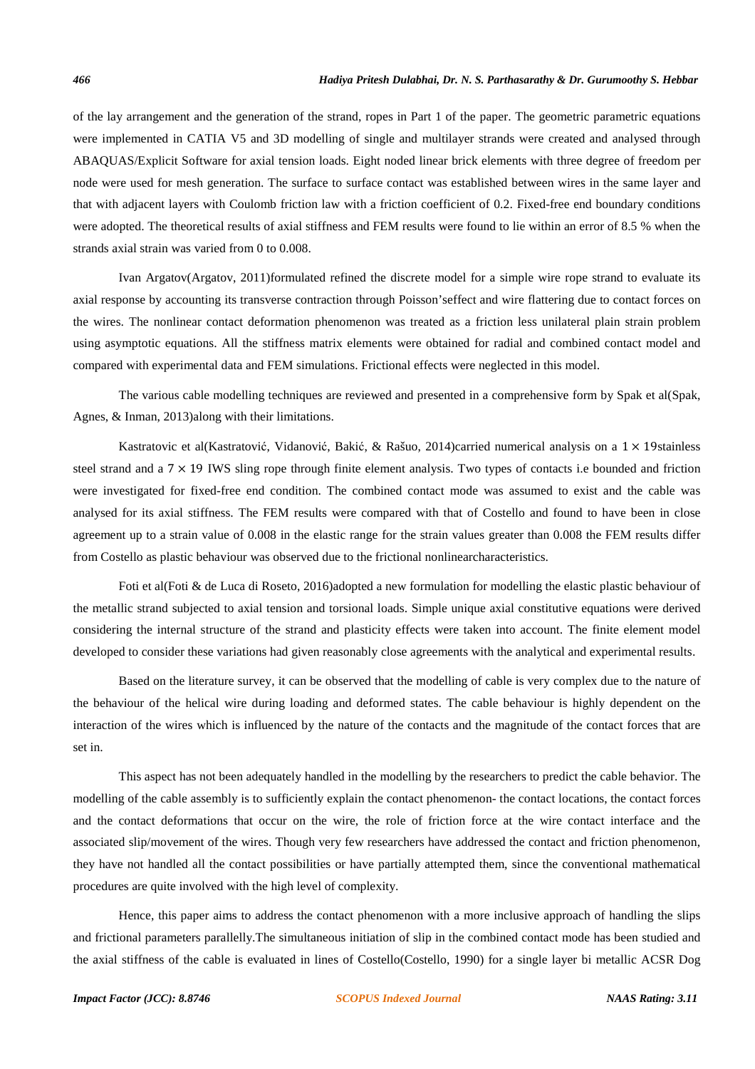of the lay arrangement and the generation of the strand, ropes in Part 1 of the paper. The geometric parametric equations were implemented in CATIA V5 and 3D modelling of single and multilayer strands were created and analysed through ABAQUAS/Explicit Software for axial tension loads. Eight noded linear brick elements with three degree of freedom per node were used for mesh generation. The surface to surface contact was established between wires in the same layer and that with adjacent layers with Coulomb friction law with a friction coefficient of 0.2. Fixed-free end boundary conditions were adopted. The theoretical results of axial stiffness and FEM results were found to lie within an error of 8.5 % when the strands axial strain was varied from 0 to 0.008.

Ivan Argatov(Argatov, 2011)formulated refined the discrete model for a simple wire rope strand to evaluate its axial response by accounting its transverse contraction through Poisson'seffect and wire flattering due to contact forces on the wires. The nonlinear contact deformation phenomenon was treated as a friction less unilateral plain strain problem using asymptotic equations. All the stiffness matrix elements were obtained for radial and combined contact model and compared with experimental data and FEM simulations. Frictional effects were neglected in this model.

The various cable modelling techniques are reviewed and presented in a comprehensive form by Spak et al(Spak, Agnes, & Inman, 2013)along with their limitations.

Kastratovic et al(Kastratović, Vidanović, Bakić, & Rašuo, 2014)carried numerical analysis on a $1 \times 19$stainless steel strand and a $7 \times 19$ IWS sling rope through finite element analysis. Two types of contacts i.e bounded and friction were investigated for fixed-free end condition. The combined contact mode was assumed to exist and the cable was analysed for its axial stiffness. The FEM results were compared with that of Costello and found to have been in close agreement up to a strain value of 0.008 in the elastic range for the strain values greater than 0.008 the FEM results differ from Costello as plastic behaviour was observed due to the frictional nonlinearcharacteristics.

Foti et al(Foti & de Luca di Roseto, 2016)adopted a new formulation for modelling the elastic plastic behaviour of the metallic strand subjected to axial tension and torsional loads. Simple unique axial constitutive equations were derived considering the internal structure of the strand and plasticity effects were taken into account. The finite element model developed to consider these variations had given reasonably close agreements with the analytical and experimental results.

Based on the literature survey, it can be observed that the modelling of cable is very complex due to the nature of the behaviour of the helical wire during loading and deformed states. The cable behaviour is highly dependent on the interaction of the wires which is influenced by the nature of the contacts and the magnitude of the contact forces that are set in.

This aspect has not been adequately handled in the modelling by the researchers to predict the cable behavior. The modelling of the cable assembly is to sufficiently explain the contact phenomenon- the contact locations, the contact forces and the contact deformations that occur on the wire, the role of friction force at the wire contact interface and the associated slip/movement of the wires. Though very few researchers have addressed the contact and friction phenomenon, they have not handled all the contact possibilities or have partially attempted them, since the conventional mathematical procedures are quite involved with the high level of complexity.

Hence, this paper aims to address the contact phenomenon with a more inclusive approach of handling the slips and frictional parameters parallelly.The simultaneous initiation of slip in the combined contact mode has been studied and the axial stiffness of the cable is evaluated in lines of Costello(Costello, 1990) for a single layer bi metallic ACSR Dog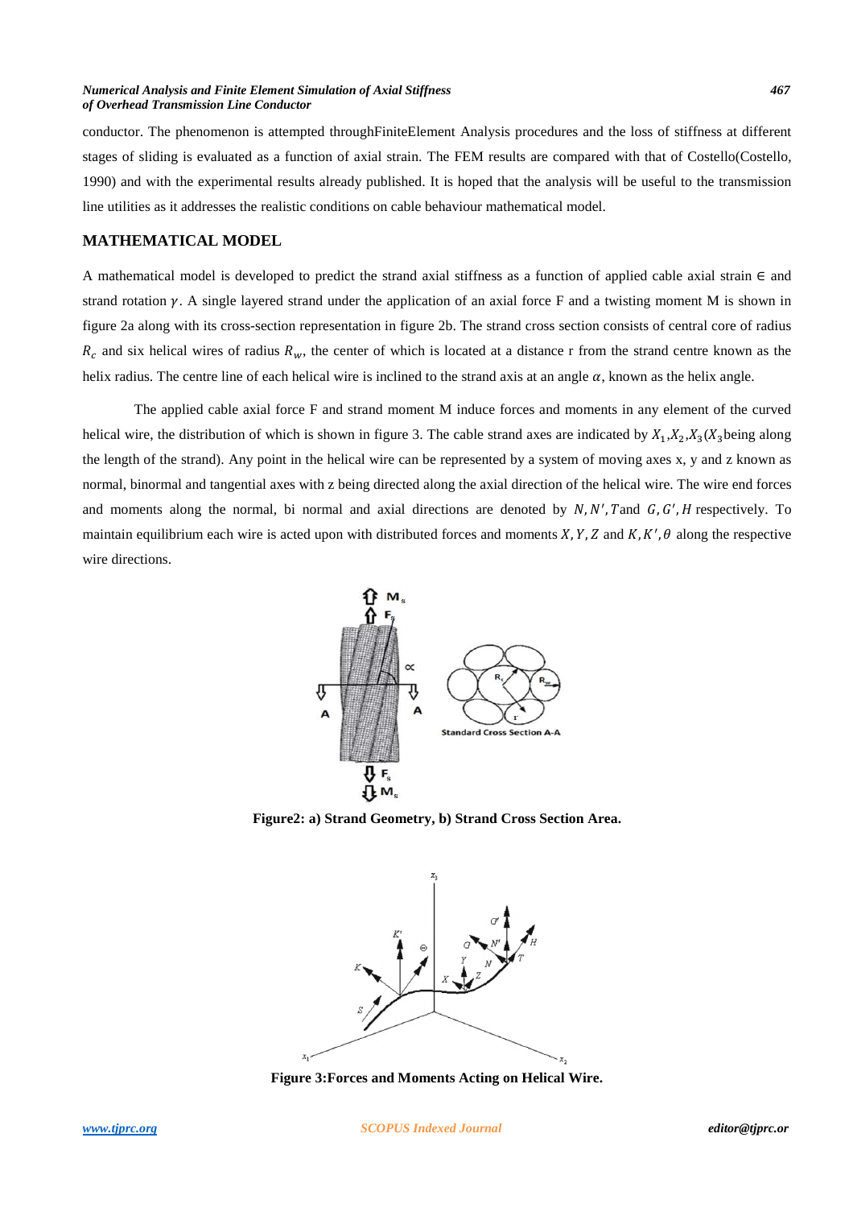conductor. The phenomenon is attempted throughFiniteElement Analysis procedures and the loss of stiffness at different stages of sliding is evaluated as a function of axial strain. The FEM results are compared with that of Costello(Costello, 1990) and with the experimental results already published. It is hoped that the analysis will be useful to the transmission line utilities as it addresses the realistic conditions on cable behaviour mathematical model.

## MATHEMATICAL MODEL

A mathematical model is developed to predict the strand axial stiffness as a function of applied cable axial strain $\in$ and strand rotation $\gamma$. A single layered strand under the application of an axial force F and a twisting moment M is shown in figure 2a along with its cross-section representation in figure 2b. The strand cross section consists of central core of radius $R_c$ and six helical wires of radius $R_w$, the center of which is located at a distance r from the strand centre known as the helix radius. The centre line of each helical wire is inclined to the strand axis at an angle $\alpha$, known as the helix angle.

The applied cable axial force F and strand moment M induce forces and moments in any element of the curved helical wire, the distribution of which is shown in figure 3. The cable strand axes are indicated by $X_1$,$X_2$,$X_3$($X_3$being along the length of the strand). Any point in the helical wire can be represented by a system of moving axes x, y and z known as normal, binormal and tangential axes with z being directed along the axial direction of the helical wire. The wire end forces and moments along the normal, bi normal and axial directions are denoted by $N, N', T$and $G, G', H$ respectively. To maintain equilibrium each wire is acted upon with distributed forces and moments $X, Y, Z$ and $K, K', \theta$ along the respective wire directions.

**Figure2: a) Strand Geometry, b) Strand Cross Section Area.**

**Figure 3:Forces and Moments Acting on Helical Wire.**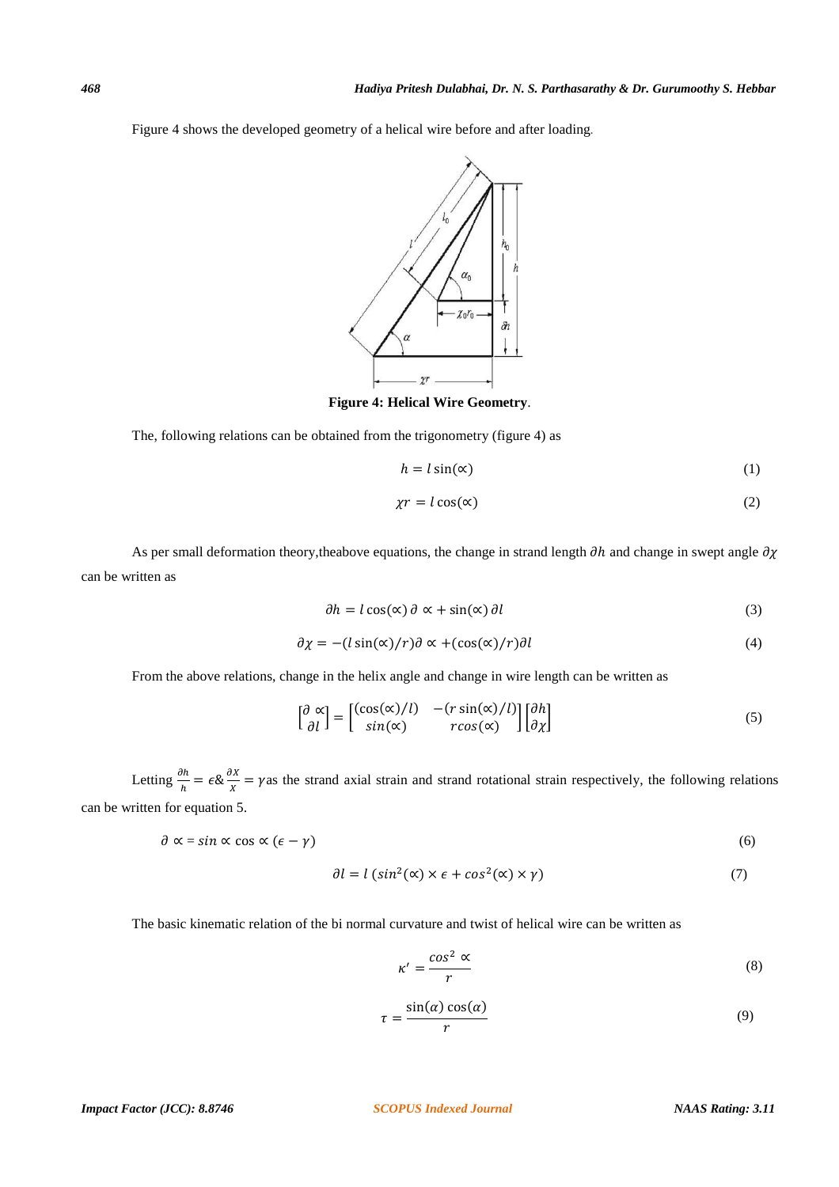Figure 4 shows the developed geometry of a helical wire before and after loading.

**Figure 4: Helical Wire Geometry**.

The, following relations can be obtained from the trigonometry (figure 4) as

$$h = l\sin(\propto) \tag{1}$$

$$\chi r = l\cos(\propto) \tag{2}$$

As per small deformation theory,theabove equations, the change in strand length $\partial h$ and change in swept angle $\partial \chi$ can be written as

$$\partial h = l\cos(\propto)\,\partial\propto + \sin(\propto)\,\partial l \tag{3}$$

$$\partial \chi = -(l\sin(\propto)/r)\partial\propto + (\cos(\propto)/r)\partial l \tag{4}$$

From the above relations, change in the helix angle and change in wire length can be written as

$$\begin{bmatrix}\partial\propto \\ \partial l\end{bmatrix} = \begin{bmatrix}(\cos(\propto)/l) & -(r\sin(\propto)/l) \\ \sin(\propto) & r\cos(\propto)\end{bmatrix}\begin{bmatrix}\partial h \\ \partial \chi\end{bmatrix} \tag{5}$$

Letting $\frac{\partial h}{h} = \epsilon \& \frac{\partial X}{X} = \gamma$as the strand axial strain and strand rotational strain respectively, the following relations can be written for equation 5.

$$\partial\propto = \sin\propto\cos\propto(\epsilon - \gamma) \tag{6}$$

$$\partial l = l\,(\sin^2(\propto)\times\epsilon + \cos^2(\propto)\times\gamma) \tag{7}$$

The basic kinematic relation of the bi normal curvature and twist of helical wire can be written as

$$\kappa' = \frac{\cos^2\propto}{r} \tag{8}$$

$$\tau = \frac{\sin(\alpha)\cos(\alpha)}{r} \tag{9}$$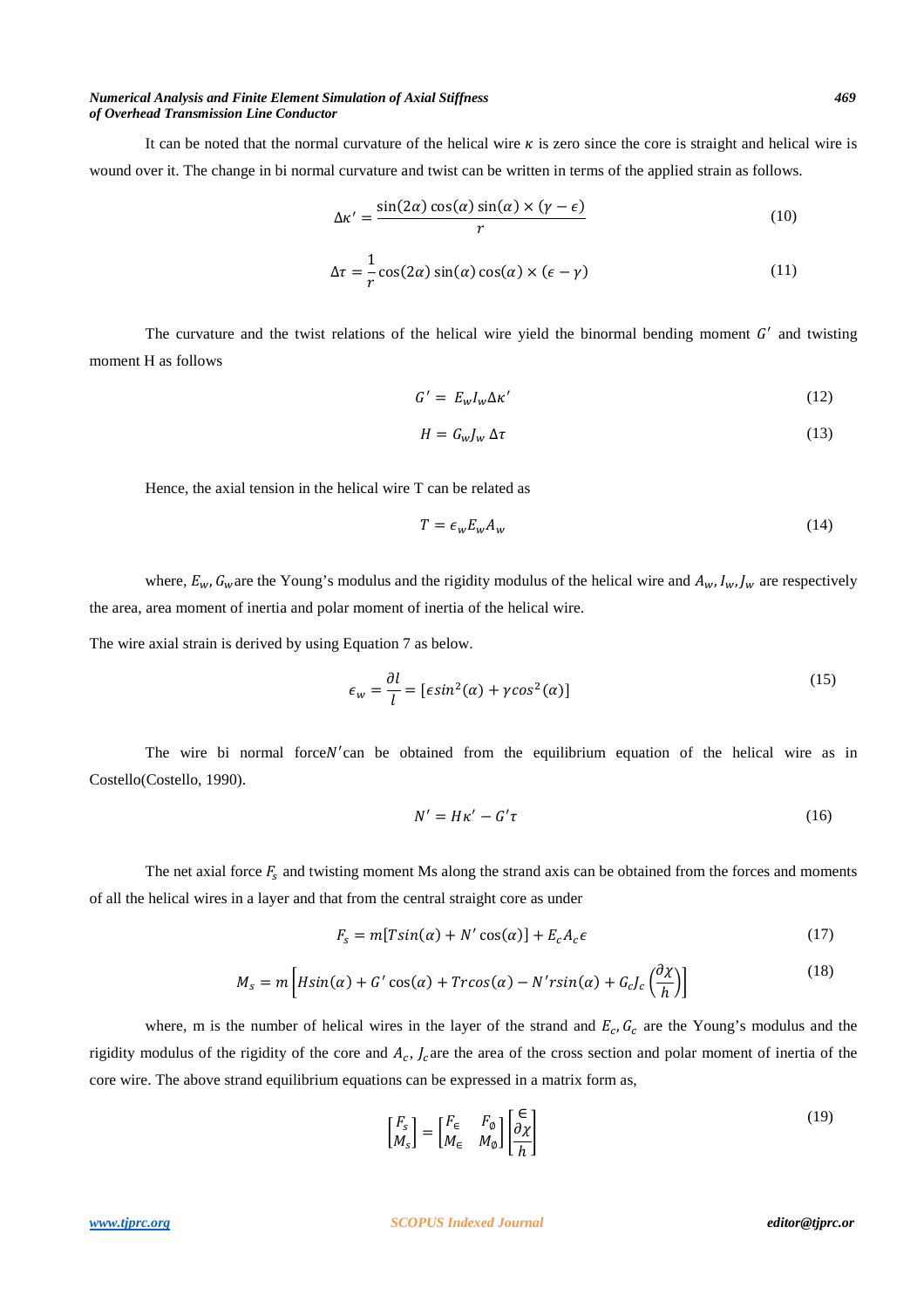It can be noted that the normal curvature of the helical wire $\kappa$ is zero since the core is straight and helical wire is wound over it. The change in bi normal curvature and twist can be written in terms of the applied strain as follows.

$$\Delta\kappa' = \frac{\sin(2\alpha)\cos(\alpha)\sin(\alpha) \times (\gamma - \epsilon)}{r} \tag{10}$$

$$\Delta\tau = \frac{1}{r}\cos(2\alpha)\sin(\alpha)\cos(\alpha) \times (\epsilon - \gamma) \tag{11}$$

The curvature and the twist relations of the helical wire yield the binormal bending moment $G'$ and twisting moment H as follows

$$G' = E_w I_w \Delta\kappa' \tag{12}$$

$$H = G_w J_w \, \Delta\tau \tag{13}$$

Hence, the axial tension in the helical wire T can be related as

$$T = \epsilon_w E_w A_w \tag{14}$$

where, $E_w, G_w$ are the Young's modulus and the rigidity modulus of the helical wire and $A_w, I_w, J_w$ are respectively the area, area moment of inertia and polar moment of inertia of the helical wire.

The wire axial strain is derived by using Equation 7 as below.

$$\epsilon_w = \frac{\partial l}{l} = [\epsilon sin^2(\alpha) + \gamma cos^2(\alpha)] \tag{15}$$

The wire bi normal force $N'$ can be obtained from the equilibrium equation of the helical wire as in Costello(Costello, 1990).

$$N' = H\kappa' - G'\tau \tag{16}$$

The net axial force $F_s$ and twisting moment Ms along the strand axis can be obtained from the forces and moments of all the helical wires in a layer and that from the central straight core as under

$$F_s = m[Tsin(\alpha) + N'\cos(\alpha)] + E_c A_c \epsilon \tag{17}$$

$$M_s = m\left[Hsin(\alpha) + G'\cos(\alpha) + Trcos(\alpha) - N'rsin(\alpha) + G_c J_c\left(\frac{\partial\chi}{h}\right)\right] \tag{18}$$

where, m is the number of helical wires in the layer of the strand and $E_c, G_c$ are the Young's modulus and the rigidity modulus of the rigidity of the core and $A_c, J_c$ are the area of the cross section and polar moment of inertia of the core wire. The above strand equilibrium equations can be expressed in a matrix form as,

$$\begin{bmatrix} F_s \\ M_s \end{bmatrix} = \begin{bmatrix} F_\epsilon & F_\phi \\ M_\epsilon & M_\phi \end{bmatrix} \begin{bmatrix} \epsilon \\ \frac{\partial\chi}{h} \end{bmatrix} \tag{19}$$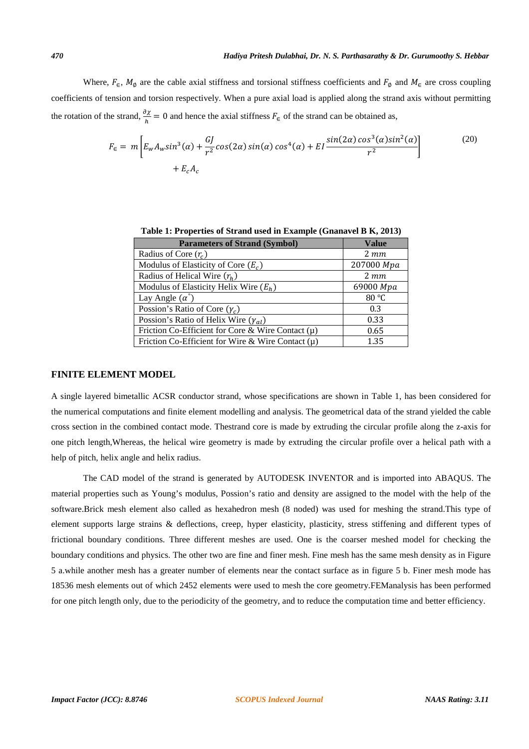Where, $F_\epsilon$, $M_\emptyset$ are the cable axial stiffness and torsional stiffness coefficients and $F_\emptyset$ and $M_\epsilon$ are cross coupling coefficients of tension and torsion respectively. When a pure axial load is applied along the strand axis without permitting the rotation of the strand, $\frac{\partial\chi}{h} = 0$ and hence the axial stiffness $F_\epsilon$ of the strand can be obtained as,

$$F_\epsilon = m\left[E_w A_w sin^3(\alpha) + \frac{GJ}{r^2}cos(2\alpha)\,sin(\alpha)\,cos^4(\alpha) + EI\frac{sin(2\alpha)\,cos^3(\alpha)sin^2(\alpha)}{r^2}\right] + E_c A_c \tag{20}$$

**Table 1: Properties of Strand used in Example (Gnanavel B K, 2013)**

| Parameters of Strand (Symbol) | Value |
|---|---|
| Radius of Core ($r_c$) | $2\ mm$ |
| Modulus of Elasticity of Core ($E_c$) | $207000\ Mpa$ |
| Radius of Helical Wire ($r_h$) | $2\ mm$ |
| Modulus of Elasticity Helix Wire ($E_h$) | $69000\ Mpa$ |
| Lay Angle ($\alpha^\circ$) | 80 ℃ |
| Possion's Ratio of Core ($\gamma_c$) | 0.3 |
| Possion's Ratio of Helix Wire ($\gamma_{al}$) | 0.33 |
| Friction Co-Efficient for Core & Wire Contact (μ) | 0.65 |
| Friction Co-Efficient for Wire & Wire Contact (μ) | 1.35 |

## FINITE ELEMENT MODEL

A single layered bimetallic ACSR conductor strand, whose specifications are shown in Table 1, has been considered for the numerical computations and finite element modelling and analysis. The geometrical data of the strand yielded the cable cross section in the combined contact mode. Thestrand core is made by extruding the circular profile along the z-axis for one pitch length,Whereas, the helical wire geometry is made by extruding the circular profile over a helical path with a help of pitch, helix angle and helix radius.

The CAD model of the strand is generated by AUTODESK INVENTOR and is imported into ABAQUS. The material properties such as Young's modulus, Possion's ratio and density are assigned to the model with the help of the software.Brick mesh element also called as hexahedron mesh (8 noded) was used for meshing the strand.This type of element supports large strains & deflections, creep, hyper elasticity, plasticity, stress stiffening and different types of frictional boundary conditions. Three different meshes are used. One is the coarser meshed model for checking the boundary conditions and physics. The other two are fine and finer mesh. Fine mesh has the same mesh density as in Figure 5 a.while another mesh has a greater number of elements near the contact surface as in figure 5 b. Finer mesh mode has 18536 mesh elements out of which 2452 elements were used to mesh the core geometry.FEManalysis has been performed for one pitch length only, due to the periodicity of the geometry, and to reduce the computation time and better efficiency.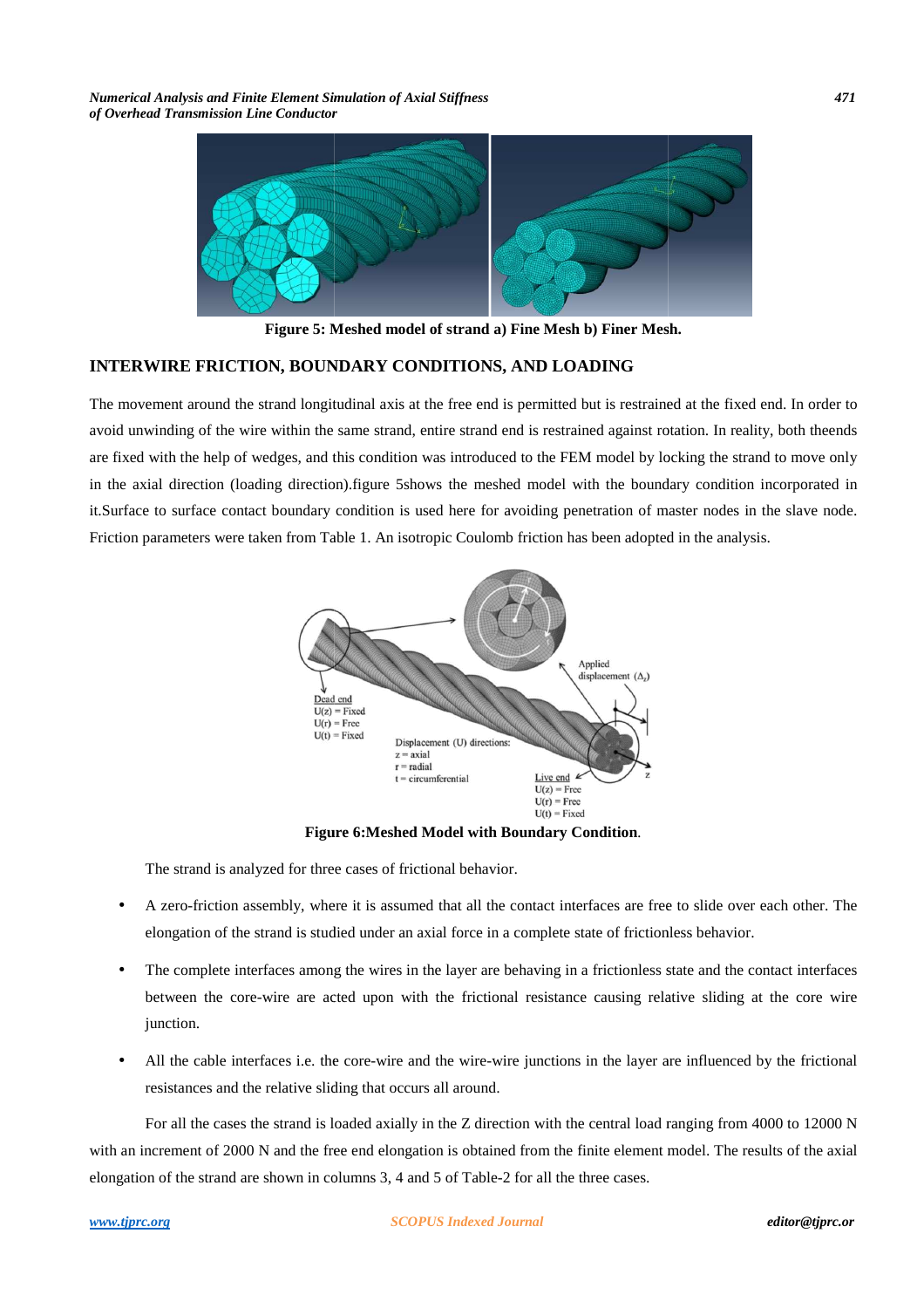Figure 5: Meshed model of strand a) Fine Mesh b) Finer Mesh.

## INTERWIRE FRICTION, BOUNDARY CONDITIONS, AND LOADING

The movement around the strand longitudinal axis at the free end is permitted but is restrained at the fixed end. In order to avoid unwinding of the wire within the same strand, entire strand end is restrained against rotation. In reality, both theends are fixed with the help of wedges, and this condition was introduced to the FEM model by locking the strand to move only in the axial direction (loading direction).figure 5shows the meshed model with the boundary condition incorporated in it.Surface to surface contact boundary condition is used here for avoiding penetration of master nodes in the slave node. Friction parameters were taken from Table 1. An isotropic Coulomb friction has been adopted in the analysis.

Figure 6:Meshed Model with Boundary Condition.

The strand is analyzed for three cases of frictional behavior.

- A zero-friction assembly, where it is assumed that all the contact interfaces are free to slide over each other. The elongation of the strand is studied under an axial force in a complete state of frictionless behavior.
- The complete interfaces among the wires in the layer are behaving in a frictionless state and the contact interfaces between the core-wire are acted upon with the frictional resistance causing relative sliding at the core wire junction.
- All the cable interfaces i.e. the core-wire and the wire-wire junctions in the layer are influenced by the frictional resistances and the relative sliding that occurs all around.

For all the cases the strand is loaded axially in the Z direction with the central load ranging from 4000 to 12000 N with an increment of 2000 N and the free end elongation is obtained from the finite element model. The results of the axial elongation of the strand are shown in columns 3, 4 and 5 of Table-2 for all the three cases.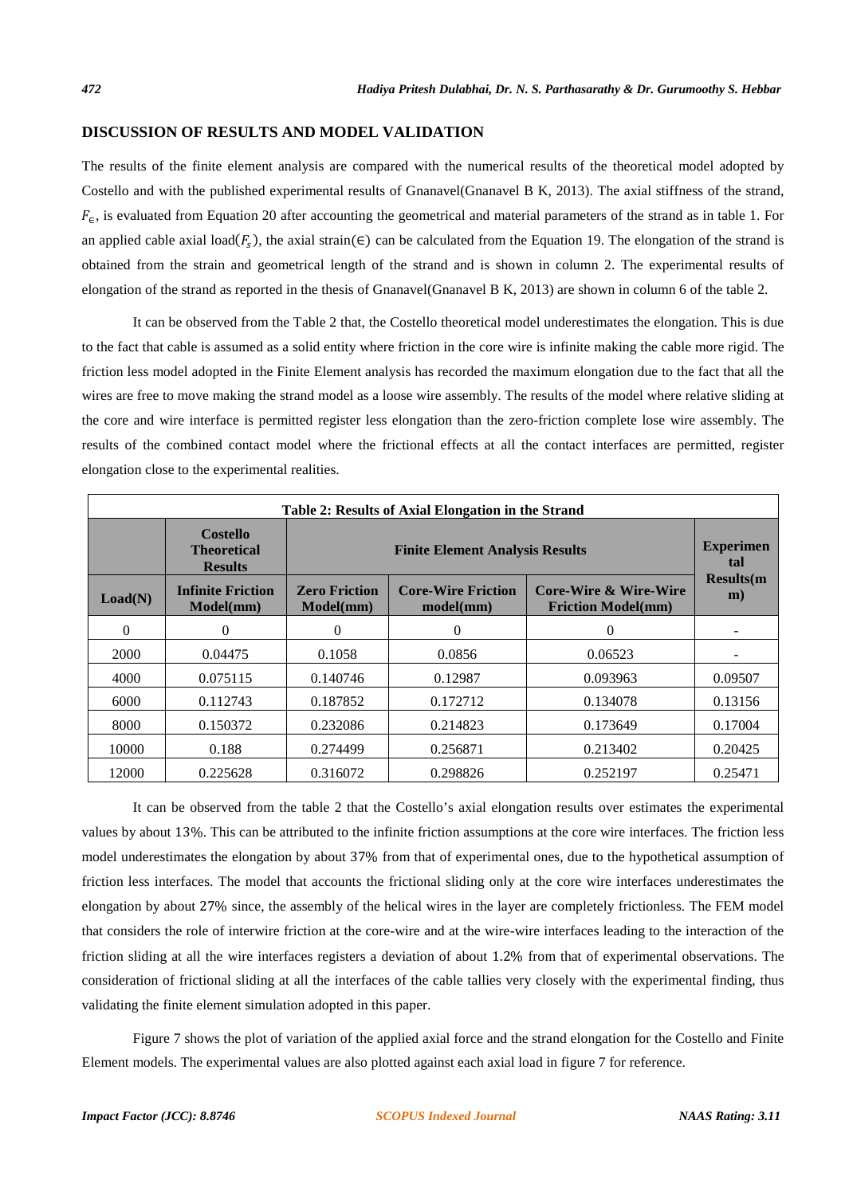## DISCUSSION OF RESULTS AND MODEL VALIDATION

The results of the finite element analysis are compared with the numerical results of the theoretical model adopted by Costello and with the published experimental results of Gnanavel(Gnanavel B K, 2013). The axial stiffness of the strand, $F_{\epsilon}$, is evaluated from Equation 20 after accounting the geometrical and material parameters of the strand as in table 1. For an applied cable axial load($F_s$), the axial strain($\in$) can be calculated from the Equation 19. The elongation of the strand is obtained from the strain and geometrical length of the strand and is shown in column 2. The experimental results of elongation of the strand as reported in the thesis of Gnanavel(Gnanavel B K, 2013) are shown in column 6 of the table 2.

It can be observed from the Table 2 that, the Costello theoretical model underestimates the elongation. This is due to the fact that cable is assumed as a solid entity where friction in the core wire is infinite making the cable more rigid. The friction less model adopted in the Finite Element analysis has recorded the maximum elongation due to the fact that all the wires are free to move making the strand model as a loose wire assembly. The results of the model where relative sliding at the core and wire interface is permitted register less elongation than the zero-friction complete lose wire assembly. The results of the combined contact model where the frictional effects at all the contact interfaces are permitted, register elongation close to the experimental realities.

**Table 2: Results of Axial Elongation in the Strand**

| | Costello Theoretical Results | Finite Element Analysis Results | | | Experimental Results(mm) |
|---|---|---|---|---|---|
| Load(N) | Infinite Friction Model(mm) | Zero Friction Model(mm) | Core-Wire Friction model(mm) | Core-Wire & Wire-Wire Friction Model(mm) | |
| 0 | 0 | 0 | 0 | 0 | - |
| 2000 | 0.04475 | 0.1058 | 0.0856 | 0.06523 | - |
| 4000 | 0.075115 | 0.140746 | 0.12987 | 0.093963 | 0.09507 |
| 6000 | 0.112743 | 0.187852 | 0.172712 | 0.134078 | 0.13156 |
| 8000 | 0.150372 | 0.232086 | 0.214823 | 0.173649 | 0.17004 |
| 10000 | 0.188 | 0.274499 | 0.256871 | 0.213402 | 0.20425 |
| 12000 | 0.225628 | 0.316072 | 0.298826 | 0.252197 | 0.25471 |

It can be observed from the table 2 that the Costello's axial elongation results over estimates the experimental values by about 13%. This can be attributed to the infinite friction assumptions at the core wire interfaces. The friction less model underestimates the elongation by about 37% from that of experimental ones, due to the hypothetical assumption of friction less interfaces. The model that accounts the frictional sliding only at the core wire interfaces underestimates the elongation by about 27% since, the assembly of the helical wires in the layer are completely frictionless. The FEM model that considers the role of interwire friction at the core-wire and at the wire-wire interfaces leading to the interaction of the friction sliding at all the wire interfaces registers a deviation of about 1.2% from that of experimental observations. The consideration of frictional sliding at all the interfaces of the cable tallies very closely with the experimental finding, thus validating the finite element simulation adopted in this paper.

Figure 7 shows the plot of variation of the applied axial force and the strand elongation for the Costello and Finite Element models. The experimental values are also plotted against each axial load in figure 7 for reference.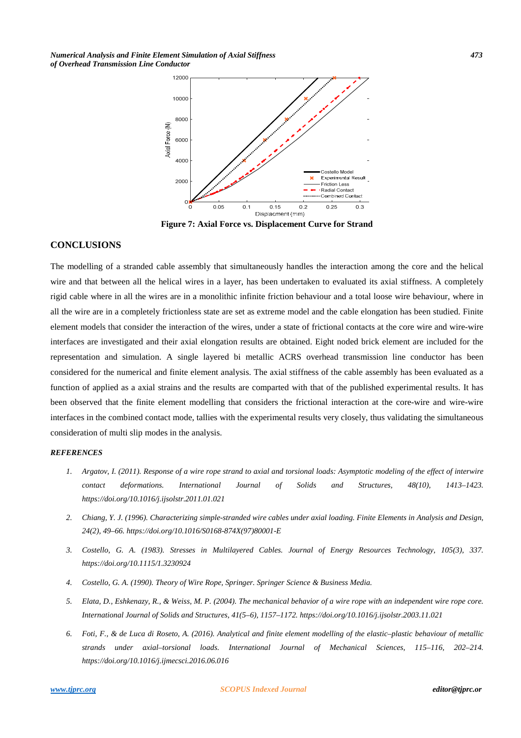Figure 7: Axial Force vs. Displacement Curve for Strand

## CONCLUSIONS

The modelling of a stranded cable assembly that simultaneously handles the interaction among the core and the helical wire and that between all the helical wires in a layer, has been undertaken to evaluated its axial stiffness. A completely rigid cable where in all the wires are in a monolithic infinite friction behaviour and a total loose wire behaviour, where in all the wire are in a completely frictionless state are set as extreme model and the cable elongation has been studied. Finite element models that consider the interaction of the wires, under a state of frictional contacts at the core wire and wire-wire interfaces are investigated and their axial elongation results are obtained. Eight noded brick element are included for the representation and simulation. A single layered bi metallic ACRS overhead transmission line conductor has been considered for the numerical and finite element analysis. The axial stiffness of the cable assembly has been evaluated as a function of applied as a axial strains and the results are comparted with that of the published experimental results. It has been observed that the finite element modelling that considers the frictional interaction at the core-wire and wire-wire interfaces in the combined contact mode, tallies with the experimental results very closely, thus validating the simultaneous consideration of multi slip modes in the analysis.

### *REFERENCES*

1. *Argatov, I. (2011). Response of a wire rope strand to axial and torsional loads: Asymptotic modeling of the effect of interwire contact deformations. International Journal of Solids and Structures, 48(10), 1413–1423. https://doi.org/10.1016/j.ijsolstr.2011.01.021*
2. *Chiang, Y. J. (1996). Characterizing simple-stranded wire cables under axial loading. Finite Elements in Analysis and Design, 24(2), 49–66. https://doi.org/10.1016/S0168-874X(97)80001-E*
3. *Costello, G. A. (1983). Stresses in Multilayered Cables. Journal of Energy Resources Technology, 105(3), 337. https://doi.org/10.1115/1.3230924*
4. *Costello, G. A. (1990). Theory of Wire Rope, Springer. Springer Science & Business Media.*
5. *Elata, D., Eshkenazy, R., & Weiss, M. P. (2004). The mechanical behavior of a wire rope with an independent wire rope core. International Journal of Solids and Structures, 41(5–6), 1157–1172. https://doi.org/10.1016/j.ijsolstr.2003.11.021*
6. *Foti, F., & de Luca di Roseto, A. (2016). Analytical and finite element modelling of the elastic–plastic behaviour of metallic strands under axial–torsional loads. International Journal of Mechanical Sciences, 115–116, 202–214. https://doi.org/10.1016/j.ijmecsci.2016.06.016*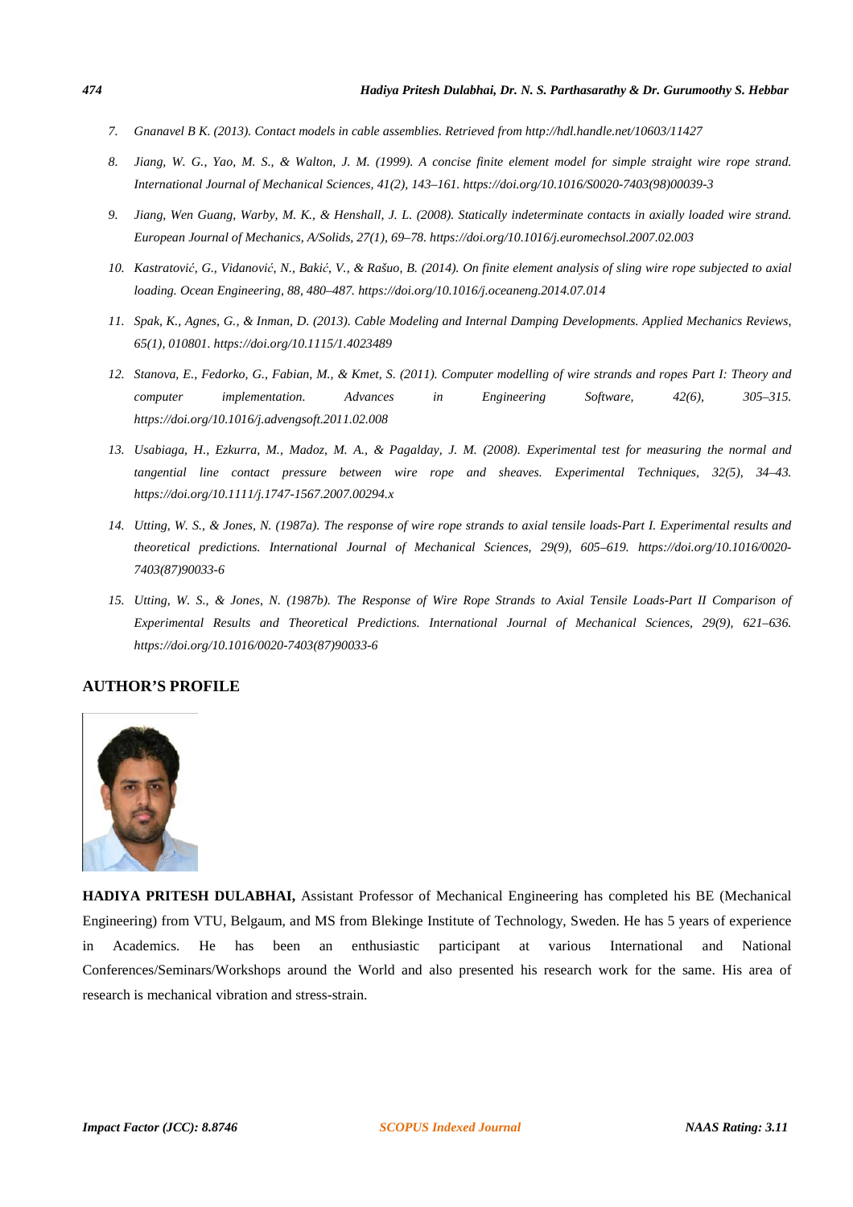7. *Gnanavel B K. (2013). Contact models in cable assemblies. Retrieved from http://hdl.handle.net/10603/11427*

8. *Jiang, W. G., Yao, M. S., & Walton, J. M. (1999). A concise finite element model for simple straight wire rope strand. International Journal of Mechanical Sciences, 41(2), 143–161. https://doi.org/10.1016/S0020-7403(98)00039-3*

9. *Jiang, Wen Guang, Warby, M. K., & Henshall, J. L. (2008). Statically indeterminate contacts in axially loaded wire strand. European Journal of Mechanics, A/Solids, 27(1), 69–78. https://doi.org/10.1016/j.euromechsol.2007.02.003*

10. *Kastratović, G., Vidanović, N., Bakić, V., & Rašuo, B. (2014). On finite element analysis of sling wire rope subjected to axial loading. Ocean Engineering, 88, 480–487. https://doi.org/10.1016/j.oceaneng.2014.07.014*

11. *Spak, K., Agnes, G., & Inman, D. (2013). Cable Modeling and Internal Damping Developments. Applied Mechanics Reviews, 65(1), 010801. https://doi.org/10.1115/1.4023489*

12. *Stanova, E., Fedorko, G., Fabian, M., & Kmet, S. (2011). Computer modelling of wire strands and ropes Part I: Theory and computer implementation. Advances in Engineering Software, 42(6), 305–315. https://doi.org/10.1016/j.advengsoft.2011.02.008*

13. *Usabiaga, H., Ezkurra, M., Madoz, M. A., & Pagalday, J. M. (2008). Experimental test for measuring the normal and tangential line contact pressure between wire rope and sheaves. Experimental Techniques, 32(5), 34–43. https://doi.org/10.1111/j.1747-1567.2007.00294.x*

14. *Utting, W. S., & Jones, N. (1987a). The response of wire rope strands to axial tensile loads-Part I. Experimental results and theoretical predictions. International Journal of Mechanical Sciences, 29(9), 605–619. https://doi.org/10.1016/0020-7403(87)90033-6*

15. *Utting, W. S., & Jones, N. (1987b). The Response of Wire Rope Strands to Axial Tensile Loads-Part II Comparison of Experimental Results and Theoretical Predictions. International Journal of Mechanical Sciences, 29(9), 621–636. https://doi.org/10.1016/0020-7403(87)90033-6*

## AUTHOR'S PROFILE

**HADIYA PRITESH DULABHAI,** Assistant Professor of Mechanical Engineering has completed his BE (Mechanical Engineering) from VTU, Belgaum, and MS from Blekinge Institute of Technology, Sweden. He has 5 years of experience in Academics. He has been an enthusiastic participant at various International and National Conferences/Seminars/Workshops around the World and also presented his research work for the same. His area of research is mechanical vibration and stress-strain.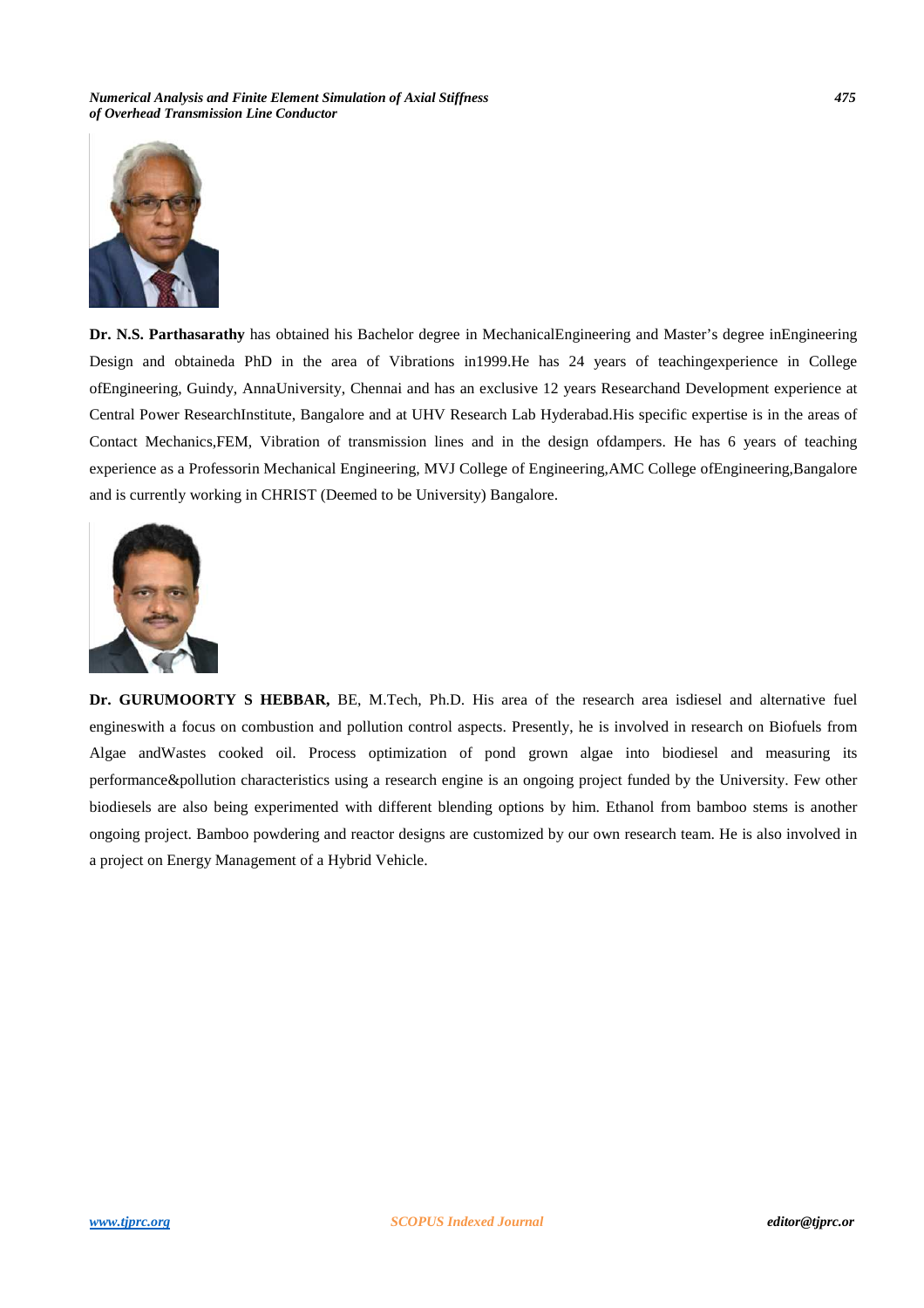**Dr. N.S. Parthasarathy** has obtained his Bachelor degree in MechanicalEngineering and Master's degree inEngineering Design and obtaineda PhD in the area of Vibrations in1999.He has 24 years of teachingexperience in College ofEngineering, Guindy, AnnaUniversity, Chennai and has an exclusive 12 years Researchand Development experience at Central Power ResearchInstitute, Bangalore and at UHV Research Lab Hyderabad.His specific expertise is in the areas of Contact Mechanics,FEM, Vibration of transmission lines and in the design ofdampers. He has 6 years of teaching experience as a Professorin Mechanical Engineering, MVJ College of Engineering,AMC College ofEngineering,Bangalore and is currently working in CHRIST (Deemed to be University) Bangalore.

**Dr. GURUMOORTY S HEBBAR,** BE, M.Tech, Ph.D. His area of the research area isdiesel and alternative fuel engineswith a focus on combustion and pollution control aspects. Presently, he is involved in research on Biofuels from Algae andWastes cooked oil. Process optimization of pond grown algae into biodiesel and measuring its performance&pollution characteristics using a research engine is an ongoing project funded by the University. Few other biodiesels are also being experimented with different blending options by him. Ethanol from bamboo stems is another ongoing project. Bamboo powdering and reactor designs are customized by our own research team. He is also involved in a project on Energy Management of a Hybrid Vehicle.